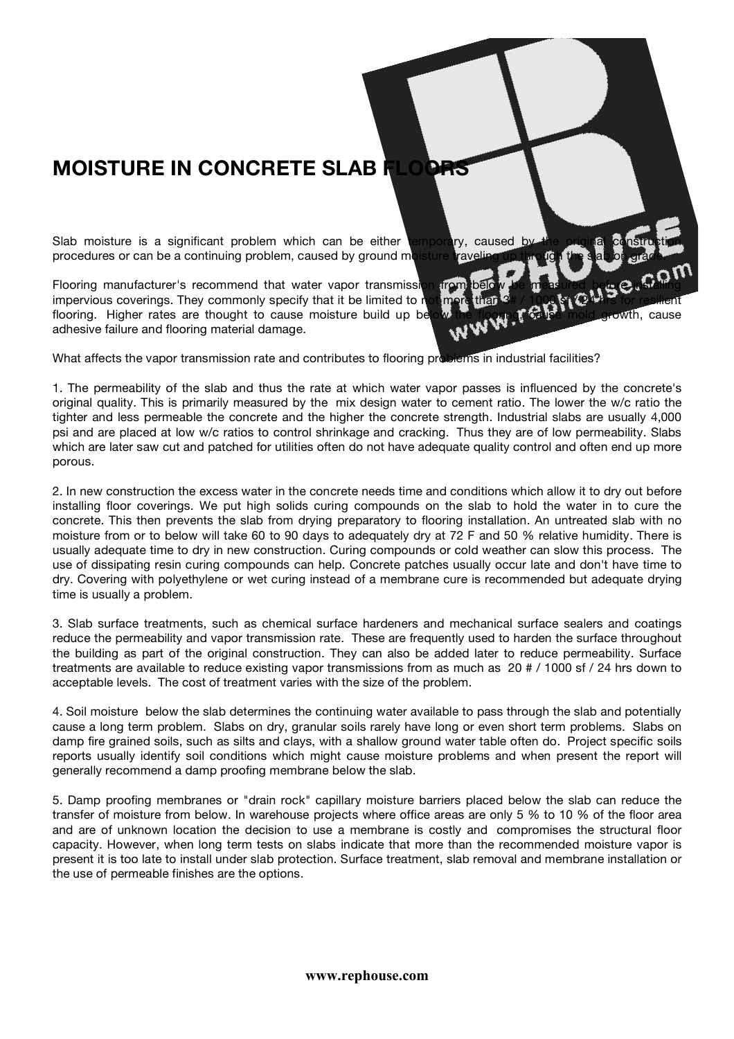# MOISTURE IN CONCRETE SLAB FLOORS

Slab moisture is a significant problem which can be either temporary, caused by the original construction procedures or can be a continuing problem, caused by ground moisture traveling up through the slab on grade.

Flooring manufacturer's recommend that water vapor transmission from below be measured before installing impervious coverings. They commonly specify that it be limited to not more than 3# / 1000 sf / 24 hrs for resilient flooring. Higher rates are thought to cause moisture build up below the flooring, cause mold growth, cause adhesive failure and flooring material damage.

What affects the vapor transmission rate and contributes to flooring problems in industrial facilities?

1. The permeability of the slab and thus the rate at which water vapor passes is influenced by the concrete's original quality. This is primarily measured by the mix design water to cement ratio. The lower the w/c ratio the tighter and less permeable the concrete and the higher the concrete strength. Industrial slabs are usually 4,000 psi and are placed at low w/c ratios to control shrinkage and cracking. Thus they are of low permeability. Slabs which are later saw cut and patched for utilities often do not have adequate quality control and often end up more porous.

2. In new construction the excess water in the concrete needs time and conditions which allow it to dry out before installing floor coverings. We put high solids curing compounds on the slab to hold the water in to cure the concrete. This then prevents the slab from drying preparatory to flooring installation. An untreated slab with no moisture from or to below will take 60 to 90 days to adequately dry at 72 F and 50 % relative humidity. There is usually adequate time to dry in new construction. Curing compounds or cold weather can slow this process. The use of dissipating resin curing compounds can help. Concrete patches usually occur late and don't have time to dry. Covering with polyethylene or wet curing instead of a membrane cure is recommended but adequate drying time is usually a problem.

3. Slab surface treatments, such as chemical surface hardeners and mechanical surface sealers and coatings reduce the permeability and vapor transmission rate. These are frequently used to harden the surface throughout the building as part of the original construction. They can also be added later to reduce permeability. Surface treatments are available to reduce existing vapor transmissions from as much as 20 # / 1000 sf / 24 hrs down to acceptable levels. The cost of treatment varies with the size of the problem.

4. Soil moisture below the slab determines the continuing water available to pass through the slab and potentially cause a long term problem. Slabs on dry, granular soils rarely have long or even short term problems. Slabs on damp fire grained soils, such as silts and clays, with a shallow ground water table often do. Project specific soils reports usually identify soil conditions which might cause moisture problems and when present the report will generally recommend a damp proofing membrane below the slab.

5. Damp proofing membranes or "drain rock" capillary moisture barriers placed below the slab can reduce the transfer of moisture from below. In warehouse projects where office areas are only 5 % to 10 % of the floor area and are of unknown location the decision to use a membrane is costly and compromises the structural floor capacity. However, when long term tests on slabs indicate that more than the recommended moisture vapor is present it is too late to install under slab protection. Surface treatment, slab removal and membrane installation or the use of permeable finishes are the options.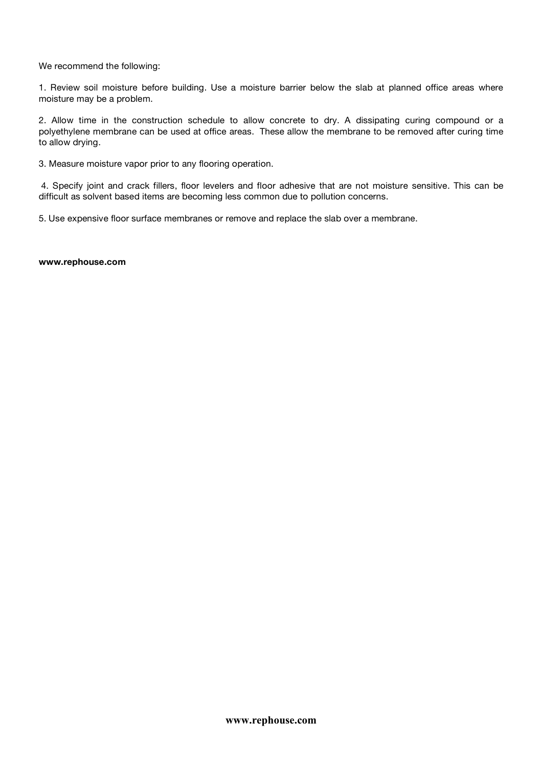We recommend the following:

1. Review soil moisture before building. Use a moisture barrier below the slab at planned office areas where moisture may be a problem.

2. Allow time in the construction schedule to allow concrete to dry. A dissipating curing compound or a polyethylene membrane can be used at office areas. These allow the membrane to be removed after curing time to allow drying.

3. Measure moisture vapor prior to any flooring operation.

4. Specify joint and crack fillers, floor levelers and floor adhesive that are not moisture sensitive. This can be difficult as solvent based items are becoming less common due to pollution concerns.

5. Use expensive floor surface membranes or remove and replace the slab over a membrane.

**www.rephouse.com**